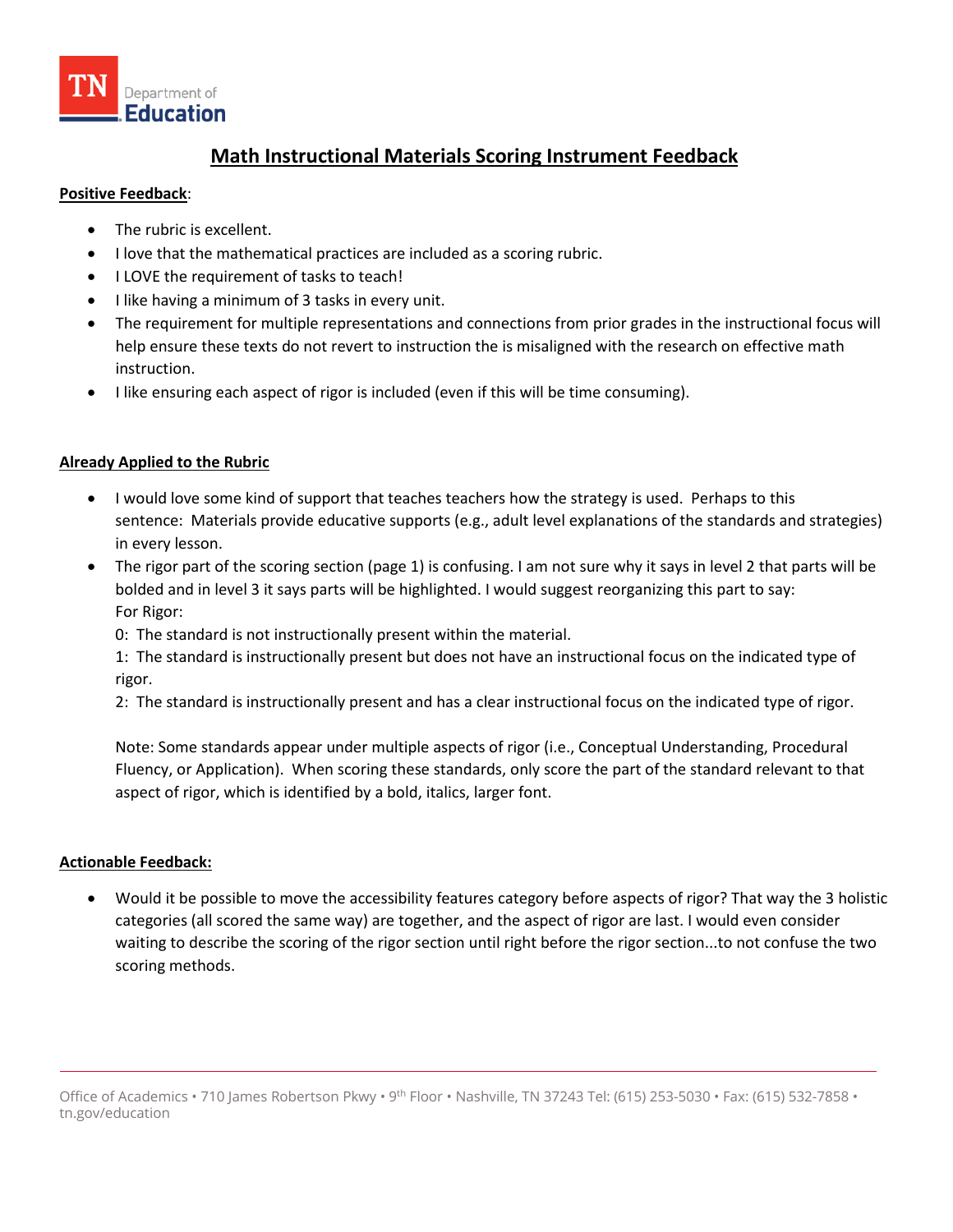# Math Instructional Materials Scoring Instrument Feedback

**Positive Feedback**:

- The rubric is excellent.
- I love that the mathematical practices are included as a scoring rubric.
- I LOVE the requirement of tasks to teach!
- I like having a minimum of 3 tasks in every unit.
- The requirement for multiple representations and connections from prior grades in the instructional focus will help ensure these texts do not revert to instruction the is misaligned with the research on effective math instruction.
- I like ensuring each aspect of rigor is included (even if this will be time consuming).

**Already Applied to the Rubric**

- I would love some kind of support that teaches teachers how the strategy is used. Perhaps to this sentence: Materials provide educative supports (e.g., adult level explanations of the standards and strategies) in every lesson.
- The rigor part of the scoring section (page 1) is confusing. I am not sure why it says in level 2 that parts will be bolded and in level 3 it says parts will be highlighted. I would suggest reorganizing this part to say:
  For Rigor:
  0: The standard is not instructionally present within the material.
  1: The standard is instructionally present but does not have an instructional focus on the indicated type of rigor.
  2: The standard is instructionally present and has a clear instructional focus on the indicated type of rigor.

  Note: Some standards appear under multiple aspects of rigor (i.e., Conceptual Understanding, Procedural Fluency, or Application). When scoring these standards, only score the part of the standard relevant to that aspect of rigor, which is identified by a bold, italics, larger font.

**Actionable Feedback:**

- Would it be possible to move the accessibility features category before aspects of rigor? That way the 3 holistic categories (all scored the same way) are together, and the aspect of rigor are last. I would even consider waiting to describe the scoring of the rigor section until right before the rigor section...to not confuse the two scoring methods.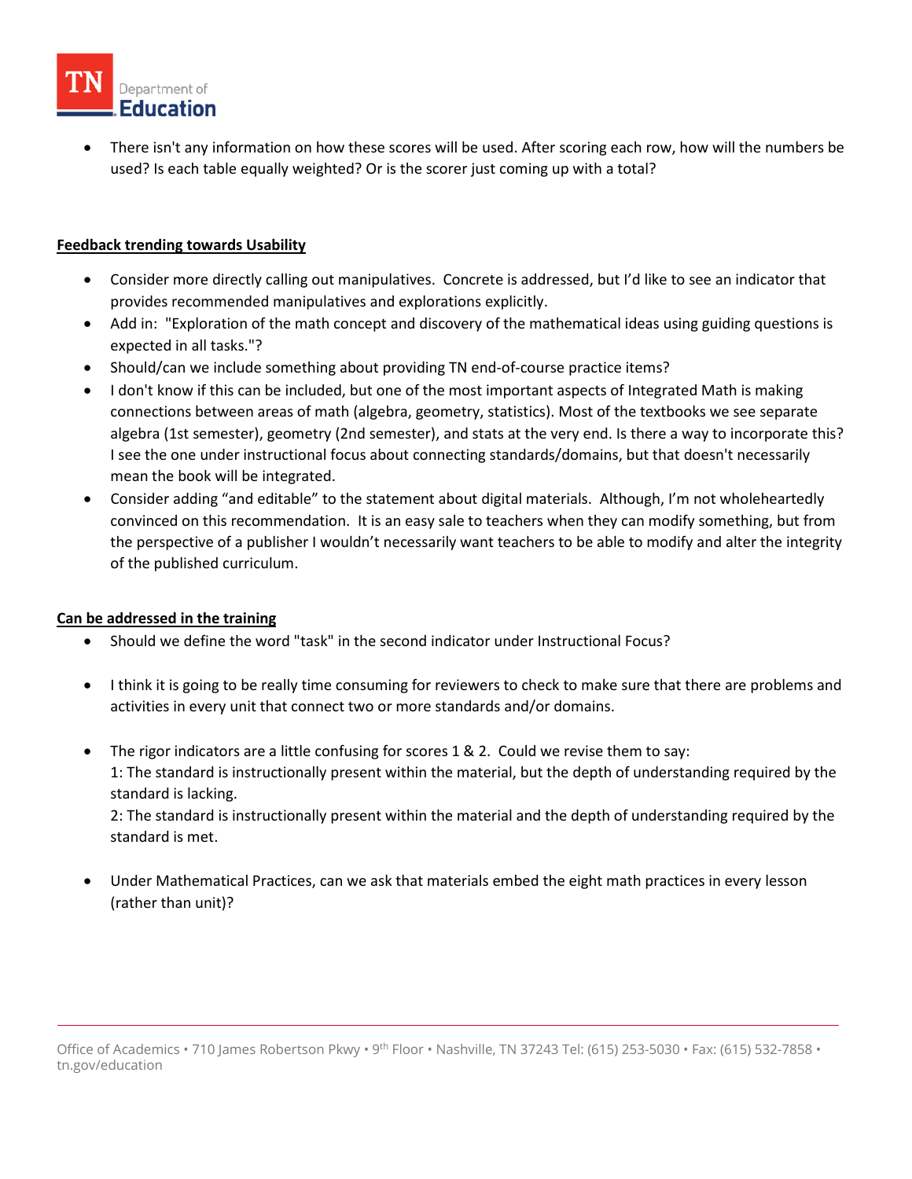- There isn't any information on how these scores will be used. After scoring each row, how will the numbers be used? Is each table equally weighted? Or is the scorer just coming up with a total?

**Feedback trending towards Usability**

- Consider more directly calling out manipulatives. Concrete is addressed, but I'd like to see an indicator that provides recommended manipulatives and explorations explicitly.
- Add in: "Exploration of the math concept and discovery of the mathematical ideas using guiding questions is expected in all tasks."?
- Should/can we include something about providing TN end-of-course practice items?
- I don't know if this can be included, but one of the most important aspects of Integrated Math is making connections between areas of math (algebra, geometry, statistics). Most of the textbooks we see separate algebra (1st semester), geometry (2nd semester), and stats at the very end. Is there a way to incorporate this? I see the one under instructional focus about connecting standards/domains, but that doesn't necessarily mean the book will be integrated.
- Consider adding "and editable" to the statement about digital materials. Although, I'm not wholeheartedly convinced on this recommendation. It is an easy sale to teachers when they can modify something, but from the perspective of a publisher I wouldn't necessarily want teachers to be able to modify and alter the integrity of the published curriculum.

**Can be addressed in the training**

- Should we define the word "task" in the second indicator under Instructional Focus?
- I think it is going to be really time consuming for reviewers to check to make sure that there are problems and activities in every unit that connect two or more standards and/or domains.
- The rigor indicators are a little confusing for scores 1 & 2. Could we revise them to say:
  1: The standard is instructionally present within the material, but the depth of understanding required by the standard is lacking.
  2: The standard is instructionally present within the material and the depth of understanding required by the standard is met.
- Under Mathematical Practices, can we ask that materials embed the eight math practices in every lesson (rather than unit)?